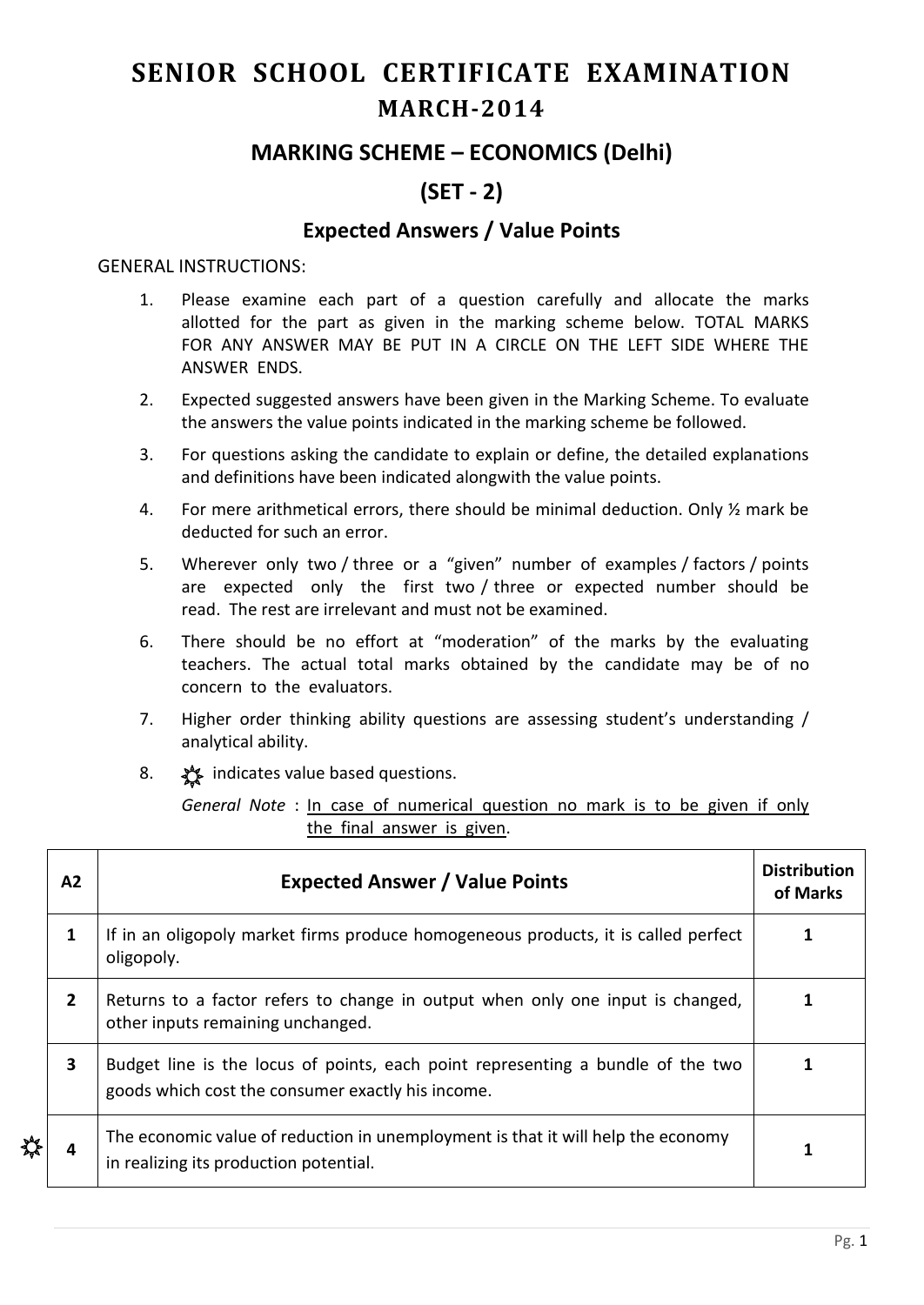# SENIOR SCHOOL CERTIFICATE EXAMINATION
## MARCH-2014

## MARKING SCHEME – ECONOMICS (Delhi)

## (SET - 2)

### Expected Answers / Value Points

GENERAL INSTRUCTIONS:

1. Please examine each part of a question carefully and allocate the marks allotted for the part as given in the marking scheme below. TOTAL MARKS FOR ANY ANSWER MAY BE PUT IN A CIRCLE ON THE LEFT SIDE WHERE THE ANSWER ENDS.
2. Expected suggested answers have been given in the Marking Scheme. To evaluate the answers the value points indicated in the marking scheme be followed.
3. For questions asking the candidate to explain or define, the detailed explanations and definitions have been indicated alongwith the value points.
4. For mere arithmetical errors, there should be minimal deduction. Only ½ mark be deducted for such an error.
5. Wherever only two / three or a "given" number of examples / factors / points are expected only the first two / three or expected number should be read. The rest are irrelevant and must not be examined.
6. There should be no effort at "moderation" of the marks by the evaluating teachers. The actual total marks obtained by the candidate may be of no concern to the evaluators.
7. Higher order thinking ability questions are assessing student's understanding / analytical ability.
8. ☼ indicates value based questions.

*General Note* : In case of numerical question no mark is to be given if only the final answer is given.

| A2 | Expected Answer / Value Points | Distribution of Marks |
|---|---|---|
| 1 | If in an oligopoly market firms produce homogeneous products, it is called perfect oligopoly. | 1 |
| 2 | Returns to a factor refers to change in output when only one input is changed, other inputs remaining unchanged. | 1 |
| 3 | Budget line is the locus of points, each point representing a bundle of the two goods which cost the consumer exactly his income. | 1 |
| ☼ 4 | The economic value of reduction in unemployment is that it will help the economy in realizing its production potential. | 1 |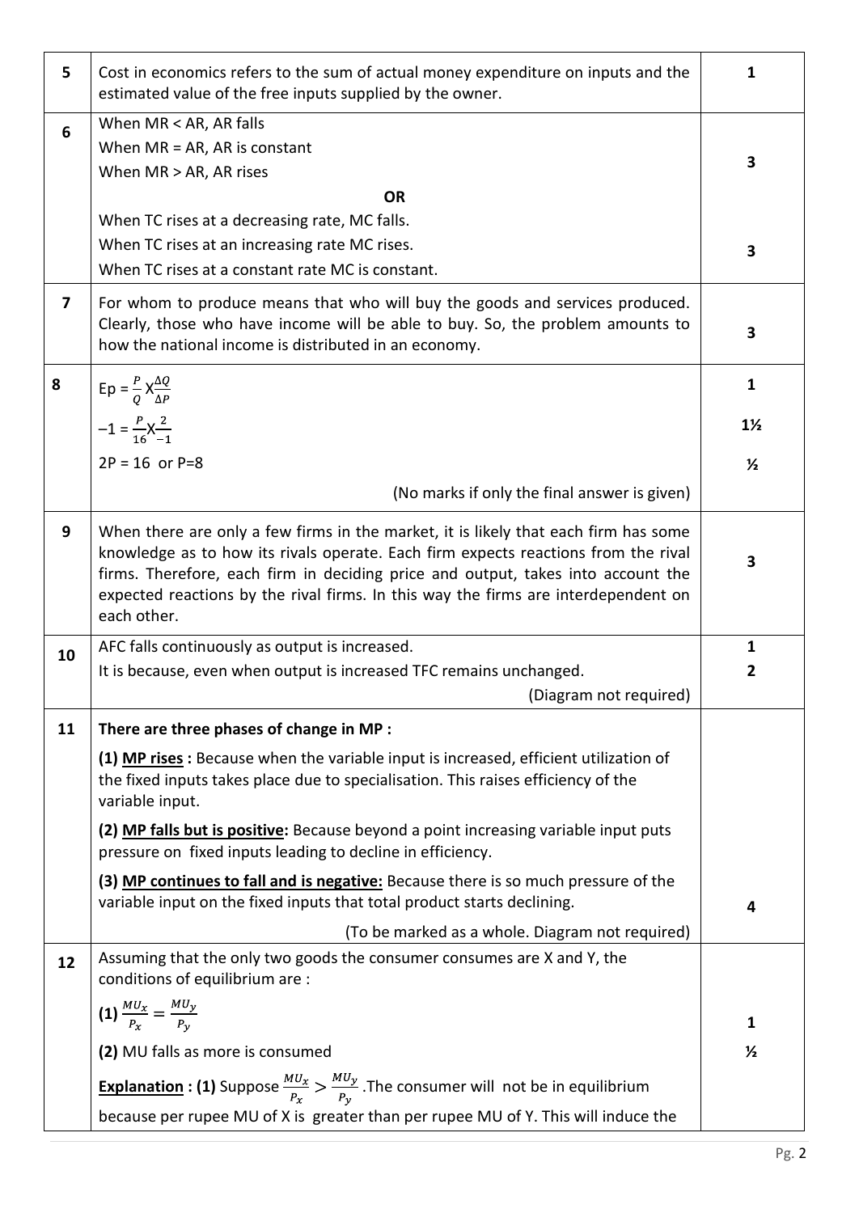| | | |
|---|---|---|
| 5 | Cost in economics refers to the sum of actual money expenditure on inputs and the estimated value of the free inputs supplied by the owner. | 1 |
| 6 | When MR < AR, AR falls<br>When MR = AR, AR is constant<br>When MR > AR, AR rises | 3 |
| | **OR** | |
| | When TC rises at a decreasing rate, MC falls.<br>When TC rises at an increasing rate MC rises.<br>When TC rises at a constant rate MC is constant. | 3 |
| 7 | For whom to produce means that who will buy the goods and services produced. Clearly, those who have income will be able to buy. So, the problem amounts to how the national income is distributed in an economy. | 3 |
| 8 | $Ep = \frac{P}{Q} X \frac{\Delta Q}{\Delta P}$ | 1 |
| | $-1 = \frac{P}{16} X \frac{2}{-1}$ | 1½ |
| | 2P = 16 or P=8 | ½ |
| | (No marks if only the final answer is given) | |
| 9 | When there are only a few firms in the market, it is likely that each firm has some knowledge as to how its rivals operate. Each firm expects reactions from the rival firms. Therefore, each firm in deciding price and output, takes into account the expected reactions by the rival firms. In this way the firms are interdependent on each other. | 3 |
| 10 | AFC falls continuously as output is increased. | 1 |
| | It is because, even when output is increased TFC remains unchanged.<br>(Diagram not required) | 2 |
| 11 | **There are three phases of change in MP :**<br>**(1) <u>MP rises</u> :** Because when the variable input is increased, efficient utilization of the fixed inputs takes place due to specialisation. This raises efficiency of the variable input.<br>**(2) <u>MP falls but is positive</u>:** Because beyond a point increasing variable input puts pressure on fixed inputs leading to decline in efficiency.<br>**(3) <u>MP continues to fall and is negative</u>:** Because there is so much pressure of the variable input on the fixed inputs that total product starts declining.<br>(To be marked as a whole. Diagram not required) | 4 |
| 12 | Assuming that the only two goods the consumer consumes are X and Y, the conditions of equilibrium are : | |
| | **(1)** $\frac{MU_x}{P_x} = \frac{MU_y}{P_y}$ | 1 |
| | **(2)** MU falls as more is consumed | ½ |
| | **<u>Explanation</u> : (1)** Suppose $\frac{MU_x}{P_x} > \frac{MU_y}{P_y}$. The consumer will not be in equilibrium because per rupee MU of X is greater than per rupee MU of Y. This will induce the | |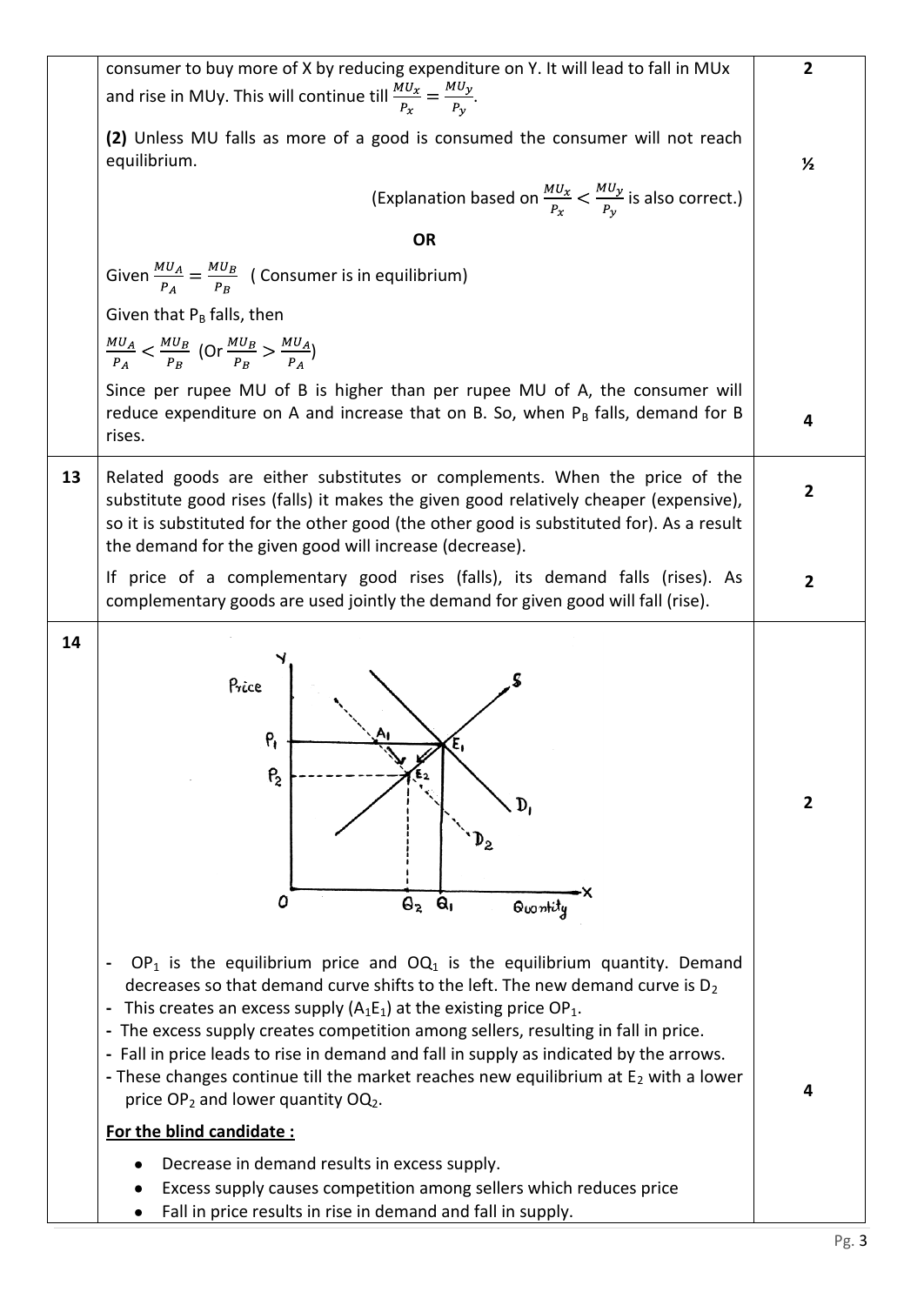| | | |
|---|---|---|
| | consumer to buy more of X by reducing expenditure on Y. It will lead to fall in MUx and rise in MUy. This will continue till $\frac{MU_x}{P_x} = \frac{MU_y}{P_y}$. | 2 |
| | **(2)** Unless MU falls as more of a good is consumed the consumer will not reach equilibrium. (Explanation based on $\frac{MU_x}{P_x} < \frac{MU_y}{P_y}$ is also correct.) | ½ |
| | **OR** Given $\frac{MU_A}{P_A} = \frac{MU_B}{P_B}$ ( Consumer is in equilibrium) Given that $P_B$ falls, then $\frac{MU_A}{P_A} < \frac{MU_B}{P_B}$ (Or $\frac{MU_B}{P_B} > \frac{MU_A}{P_A}$) Since per rupee MU of B is higher than per rupee MU of A, the consumer will reduce expenditure on A and increase that on B. So, when $P_B$ falls, demand for B rises. | 4 |
| 13 | Related goods are either substitutes or complements. When the price of the substitute good rises (falls) it makes the given good relatively cheaper (expensive), so it is substituted for the other good (the other good is substituted for). As a result the demand for the given good will increase (decrease). | 2 |
| | If price of a complementary good rises (falls), its demand falls (rises). As complementary goods are used jointly the demand for given good will fall (rise). | 2 |
| 14 | [Diagram: Price (Y-axis) vs Quantity (X-axis), showing supply curve S, demand curves $D_1$ and $D_2$, equilibrium points $E_1$ and $E_2$, prices $P_1$, $P_2$, quantities $Q_1$, $Q_2$, and point $A_1$] | 2 |
| | - $OP_1$ is the equilibrium price and $OQ_1$ is the equilibrium quantity. Demand decreases so that demand curve shifts to the left. The new demand curve is $D_2$ <br> - This creates an excess supply ($A_1E_1$) at the existing price $OP_1$. <br> - The excess supply creates competition among sellers, resulting in fall in price. <br> - Fall in price leads to rise in demand and fall in supply as indicated by the arrows. <br> - These changes continue till the market reaches new equilibrium at $E_2$ with a lower price $OP_2$ and lower quantity $OQ_2$. | 4 |
| | **For the blind candidate :** <br> • Decrease in demand results in excess supply. <br> • Excess supply causes competition among sellers which reduces price <br> • Fall in price results in rise in demand and fall in supply. | |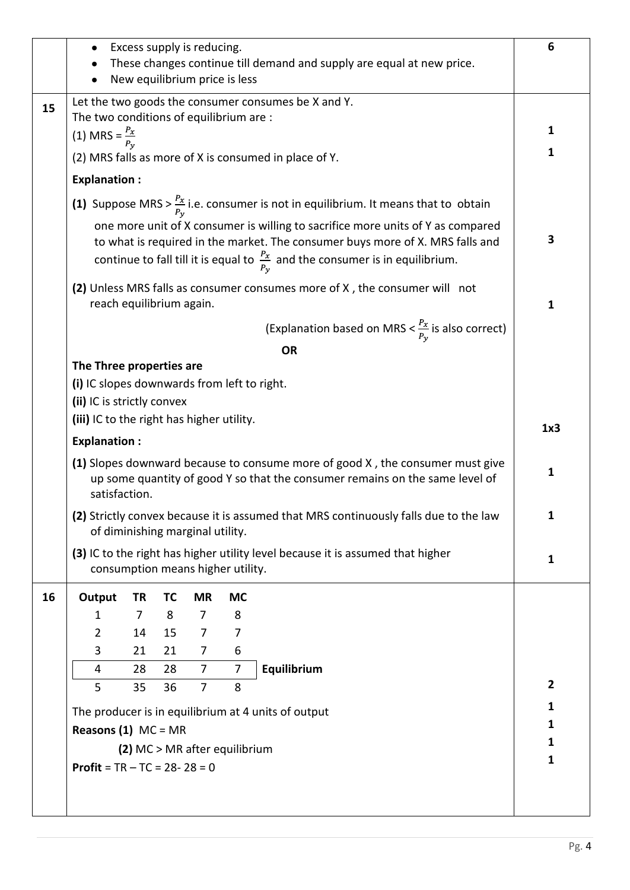| Q. No. | Answer | Marks |
|---|---|---|
| | • Excess supply is reducing.<br>• These changes continue till demand and supply are equal at new price.<br>• New equilibrium price is less | 6 |
| 15 | Let the two goods the consumer consumes be X and Y.<br>The two conditions of equilibrium are :<br>(1) MRS = $\frac{P_x}{P_y}$<br>(2) MRS falls as more of X is consumed in place of Y. | 1<br>1 |
| | **Explanation :**<br>**(1)** Suppose MRS > $\frac{P_x}{P_y}$ i.e. consumer is not in equilibrium. It means that to obtain one more unit of X consumer is willing to sacrifice more units of Y as compared to what is required in the market. The consumer buys more of X. MRS falls and continue to fall till it is equal to $\frac{P_x}{P_y}$ and the consumer is in equilibrium. | 3 |
| | **(2)** Unless MRS falls as consumer consumes more of X , the consumer will not reach equilibrium again.<br>(Explanation based on MRS < $\frac{P_x}{P_y}$ is also correct) | 1 |
| | **OR** | |
| | **The Three properties are**<br>**(i)** IC slopes downwards from left to right.<br>**(ii)** IC is strictly convex<br>**(iii)** IC to the right has higher utility. | 1x3 |
| | **Explanation :**<br>**(1)** Slopes downward because to consume more of good X , the consumer must give up some quantity of good Y so that the consumer remains on the same level of satisfaction. | 1 |
| | **(2)** Strictly convex because it is assumed that MRS continuously falls due to the law of diminishing marginal utility. | 1 |
| | **(3)** IC to the right has higher utility level because it is assumed that higher consumption means higher utility. | 1 |
| 16 | See table below.<br>The producer is in equilibrium at 4 units of output<br>**Reasons (1)** MC = MR<br>**(2)** MC > MR after equilibrium<br>**Profit** = TR – TC = 28- 28 = 0 | 2<br>1<br>1<br>1<br>1 |

| Output | TR | TC | MR | MC | |
|---|---|---|---|---|---|
| 1 | 7 | 8 | 7 | 8 | |
| 2 | 14 | 15 | 7 | 7 | |
| 3 | 21 | 21 | 7 | 6 | |
| 4 | 28 | 28 | 7 | 7 | **Equilibrium** |
| 5 | 35 | 36 | 7 | 8 | |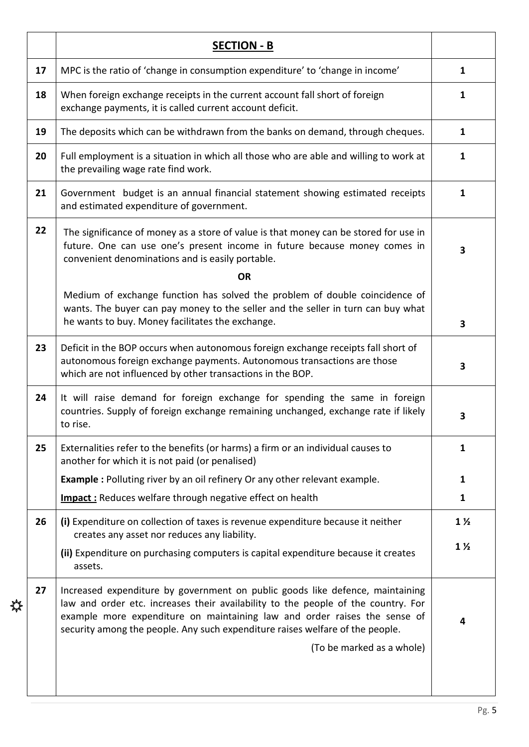| | **SECTION - B** | |
|---|---|---|
| **17** | MPC is the ratio of 'change in consumption expenditure' to 'change in income' | **1** |
| **18** | When foreign exchange receipts in the current account fall short of foreign exchange payments, it is called current account deficit. | **1** |
| **19** | The deposits which can be withdrawn from the banks on demand, through cheques. | **1** |
| **20** | Full employment is a situation in which all those who are able and willing to work at the prevailing wage rate find work. | **1** |
| **21** | Government budget is an annual financial statement showing estimated receipts and estimated expenditure of government. | **1** |
| **22** | The significance of money as a store of value is that money can be stored for use in future. One can use one's present income in future because money comes in convenient denominations and is easily portable. **OR** Medium of exchange function has solved the problem of double coincidence of wants. The buyer can pay money to the seller and the seller in turn can buy what he wants to buy. Money facilitates the exchange. | **3** **3** |
| **23** | Deficit in the BOP occurs when autonomous foreign exchange receipts fall short of autonomous foreign exchange payments. Autonomous transactions are those which are not influenced by other transactions in the BOP. | **3** |
| **24** | It will raise demand for foreign exchange for spending the same in foreign countries. Supply of foreign exchange remaining unchanged, exchange rate if likely to rise. | **3** |
| **25** | Externalities refer to the benefits (or harms) a firm or an individual causes to another for which it is not paid (or penalised) **Example :** Polluting river by an oil refinery Or any other relevant example. **Impact :** Reduces welfare through negative effect on health | **1** **1** **1** |
| **26** | **(i)** Expenditure on collection of taxes is revenue expenditure because it neither creates any asset nor reduces any liability. **(ii)** Expenditure on purchasing computers is capital expenditure because it creates assets. | **1 ½** **1 ½** |
| **27** | Increased expenditure by government on public goods like defence, maintaining law and order etc. increases their availability to the people of the country. For example more expenditure on maintaining law and order raises the sense of security among the people. Any such expenditure raises welfare of the people. (To be marked as a whole) | **4** |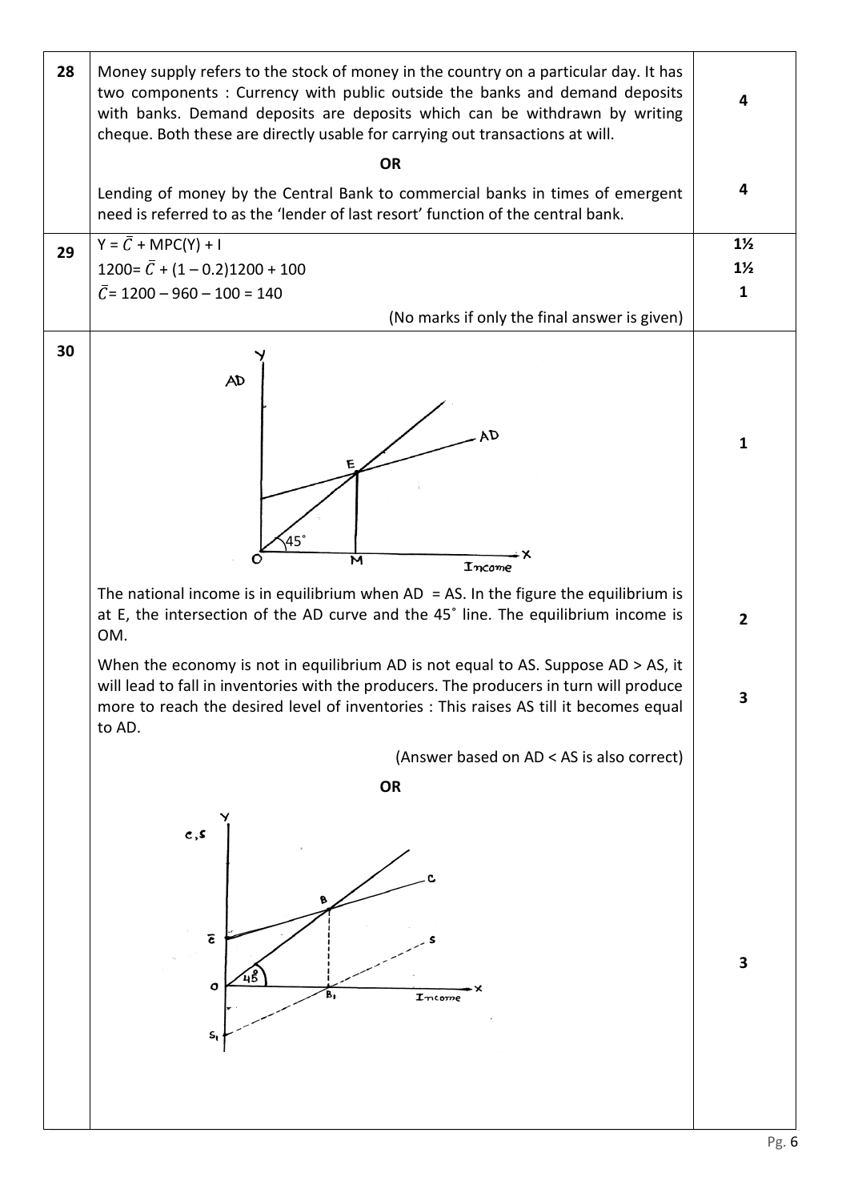| Q. No. | Answer | Marks |
|---|---|---|
| 28 | Money supply refers to the stock of money in the country on a particular day. It has two components : Currency with public outside the banks and demand deposits with banks. Demand deposits are deposits which can be withdrawn by writing cheque. Both these are directly usable for carrying out transactions at will. | 4 |
| | **OR** | |
| | Lending of money by the Central Bank to commercial banks in times of emergent need is referred to as the 'lender of last resort' function of the central bank. | 4 |
| 29 | $Y = \bar{C} + MPC(Y) + I$ | 1½ |
| | $1200 = \bar{C} + (1 - 0.2)1200 + 100$ | 1½ |
| | $\bar{C} = 1200 - 960 - 100 = 140$ | 1 |
| | (No marks if only the final answer is given) | |
| 30 | [Diagram: AD curve and 45° line intersecting at E; equilibrium income OM] | 1 |
| | The national income is in equilibrium when AD = AS. In the figure the equilibrium is at E, the intersection of the AD curve and the 45˚ line. The equilibrium income is OM. | 2 |
| | When the economy is not in equilibrium AD is not equal to AS. Suppose AD > AS, it will lead to fall in inventories with the producers. The producers in turn will produce more to reach the desired level of inventories : This raises AS till it becomes equal to AD. | 3 |
| | (Answer based on AD < AS is also correct) | |
| | **OR** | |
| | [Diagram: Consumption curve C from $\bar{c}$ and saving curve S from $S_1$; C meets 45° line at B, S cuts income axis at $B_1$] | 3 |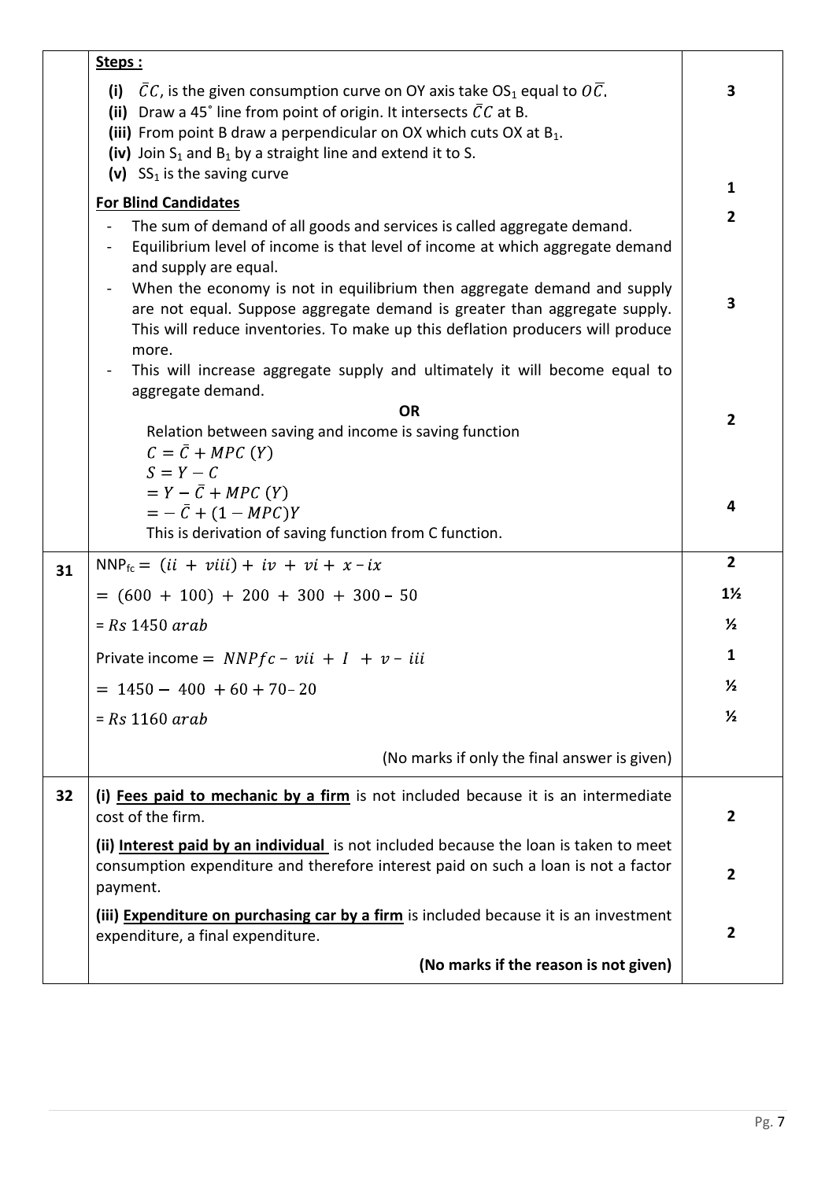| | | |
|---|---|---|
| | **Steps :**<br>**(i)** $\bar{C}C$, is the given consumption curve on OY axis take $OS_1$ equal to $O\bar{C}$.<br>**(ii)** Draw a 45˚ line from point of origin. It intersects $\bar{C}C$ at B.<br>**(iii)** From point B draw a perpendicular on OX which cuts OX at $B_1$.<br>**(iv)** Join $S_1$ and $B_1$ by a straight line and extend it to S.<br>**(v)** $SS_1$ is the saving curve | **3** |
| | **For Blind Candidates**<br>- The sum of demand of all goods and services is called aggregate demand.<br>- Equilibrium level of income is that level of income at which aggregate demand and supply are equal.<br>- When the economy is not in equilibrium then aggregate demand and supply are not equal. Suppose aggregate demand is greater than aggregate supply. This will reduce inventories. To make up this deflation producers will produce more.<br>- This will increase aggregate supply and ultimately it will become equal to aggregate demand. | **1**<br>**2**<br>**3** |
| | **OR**<br>Relation between saving and income is saving function<br>$C = \bar{C} + MPC\ (Y)$<br>$S = Y - C$<br>$= Y - \bar{C} + MPC\ (Y)$<br>$= -\bar{C} + (1 - MPC)Y$<br>This is derivation of saving function from C function. | **2**<br>**4** |
| **31** | $\text{NNP}_{\text{fc}} = (ii + viii) + iv + vi + x - ix$ | **2** |
| | $= (600 + 100) + 200 + 300 + 300 - 50$ | **1½** |
| | $= Rs\ 1450\ arab$ | **½** |
| | Private income $= NNPfc - vii + I + v - iii$ | **1** |
| | $= 1450 - 400 + 60 + 70 - 20$ | **½** |
| | $= Rs\ 1160\ arab$ | **½** |
| | (No marks if only the final answer is given) | |
| **32** | **(i) <u>Fees paid to mechanic by a firm</u>** is not included because it is an intermediate cost of the firm. | **2** |
| | **(ii) <u>Interest paid by an individual</u>** is not included because the loan is taken to meet consumption expenditure and therefore interest paid on such a loan is not a factor payment. | **2** |
| | **(iii) <u>Expenditure on purchasing car by a firm</u>** is included because it is an investment expenditure, a final expenditure. | **2** |
| | **(No marks if the reason is not given)** | |